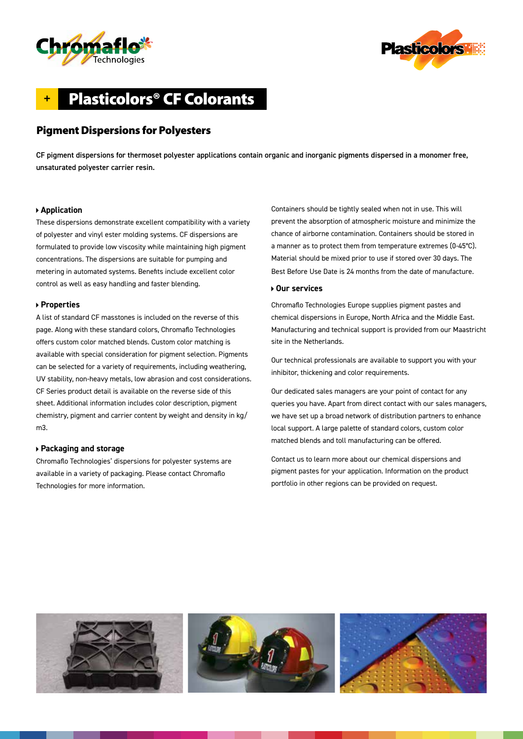# Plasticolors® CF Colorants

## Pigment Dispersions for Polyesters

**CF pigment dispersions for thermoset polyester applications contain organic and inorganic pigments dispersed in a monomer free, unsaturated polyester carrier resin.**

### Application

These dispersions demonstrate excellent compatibility with a variety of polyester and vinyl ester molding systems. CF dispersions are formulated to provide low viscosity while maintaining high pigment concentrations. The dispersions are suitable for pumping and metering in automated systems. Benefits include excellent color control as well as easy handling and faster blending.

### Properties

A list of standard CF masstones is included on the reverse of this page. Along with these standard colors, Chromaflo Technologies offers custom color matched blends. Custom color matching is available with special consideration for pigment selection. Pigments can be selected for a variety of requirements, including weathering, UV stability, non-heavy metals, low abrasion and cost considerations. CF Series product detail is available on the reverse side of this sheet. Additional information includes color description, pigment chemistry, pigment and carrier content by weight and density in kg/m3.

### Packaging and storage

Chromaflo Technologies' dispersions for polyester systems are available in a variety of packaging. Please contact Chromaflo Technologies for more information.

Containers should be tightly sealed when not in use. This will prevent the absorption of atmospheric moisture and minimize the chance of airborne contamination. Containers should be stored in a manner as to protect them from temperature extremes (0-45°C). Material should be mixed prior to use if stored over 30 days. The Best Before Use Date is 24 months from the date of manufacture.

### Our services

Chromaflo Technologies Europe supplies pigment pastes and chemical dispersions in Europe, North Africa and the Middle East. Manufacturing and technical support is provided from our Maastricht site in the Netherlands.

Our technical professionals are available to support you with your inhibitor, thickening and color requirements.

Our dedicated sales managers are your point of contact for any queries you have. Apart from direct contact with our sales managers, we have set up a broad network of distribution partners to enhance local support. A large palette of standard colors, custom color matched blends and toll manufacturing can be offered.

Contact us to learn more about our chemical dispersions and pigment pastes for your application. Information on the product portfolio in other regions can be provided on request.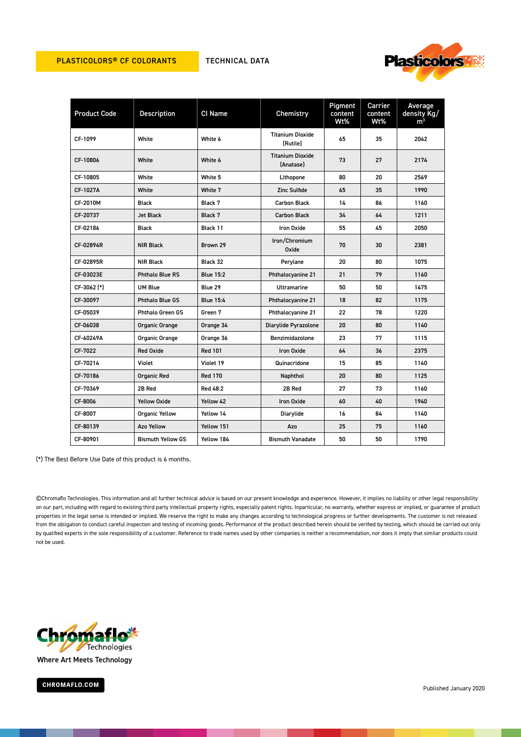PLASTICOLORS® CF COLORANTS

TECHNICAL DATA

| Product Code | Description | CI Name | Chemistry | Pigment content Wt% | Carrier content Wt% | Average density Kg/ $m^3$ |
|---|---|---|---|---|---|---|
| CF-1099 | White | White 6 | Titanium Dioxide (Rutile) | 65 | 35 | 2042 |
| CF-10806 | White | White 6 | Titanium Dioxide (Anatase) | 73 | 27 | 2174 |
| CF-10805 | White | White 5 | Lithopone | 80 | 20 | 2569 |
| CF-1027A | White | White 7 | Zinc Sulfide | 65 | 35 | 1990 |
| CF-2010M | Black | Black 7 | Carbon Black | 14 | 86 | 1160 |
| CF-20737 | Jet Black | Black 7 | Carbon Black | 34 | 64 | 1211 |
| CF-02186 | Black | Black 11 | Iron Oxide | 55 | 45 | 2050 |
| CF-02894R | NIR Black | Brown 29 | Iron/Chromium Oxide | 70 | 30 | 2381 |
| CF-02895R | NIR Black | Black 32 | Perylane | 20 | 80 | 1075 |
| CF-03023E | Phthalo Blue RS | Blue 15:2 | Phthalocyanine 21 | 21 | 79 | 1160 |
| CF-3062 (*) | UM Blue | Blue 29 | Ultramarine | 50 | 50 | 1475 |
| CF-30097 | Phthalo Blue GS | Blue 15:4 | Phthalocyanine 21 | 18 | 82 | 1175 |
| CF-05039 | Phthalo Green GS | Green 7 | Phthalocyanine 21 | 22 | 78 | 1220 |
| CF-06038 | Organic Orange | Orange 34 | Diarylide Pyrazolone | 20 | 80 | 1140 |
| CF-60249A | Organic Orange | Orange 36 | Benzimidazolone | 23 | 77 | 1115 |
| CF-7022 | Red Oxide | Red 101 | Iron Oxide | 64 | 36 | 2375 |
| CF-70214 | Violet | Violet 19 | Quinacridone | 15 | 85 | 1140 |
| CF-70186 | Organic Red | Red 170 | Naphthol | 20 | 80 | 1125 |
| CF-70369 | 2B Red | Red 48:2 | 2B Red | 27 | 73 | 1160 |
| CF-8006 | Yellow Oxide | Yellow 42 | Iron Oxide | 60 | 40 | 1940 |
| CF-8007 | Organic Yellow | Yellow 14 | Diarylide | 16 | 84 | 1140 |
| CF-80139 | Azo Yellow | Yellow 151 | Azo | 25 | 75 | 1160 |
| CF-80901 | Bismuth Yellow GS | Yellow 184 | Bismuth Vanadate | 50 | 50 | 1790 |

(*) The Best Before Use Date of this product is 6 months.

©Chromaflo Technologies. This information and all further technical advice is based on our present knowledge and experience. However, it implies no liability or other legal responsibility on our part, including with regard to existing third party intellectual property rights, especially patent rights. Inparticular, no warranty, whether express or implied, or guarantee of product properties in the legal sense is intended or implied. We reserve the right to make any changes according to technological progress or further developments. The customer is not released from the obligation to conduct careful inspection and testing of incoming goods. Performance of the product described herein should be verified by testing, which should be carried out only by qualified experts in the sole responsibility of a customer. Reference to trade names used by other companies is neither a recommendation, nor does it imply that similar products could not be used.

Chromaflo Technologies

Where Art Meets Technology

CHROMAFLO.COM

Published January 2020